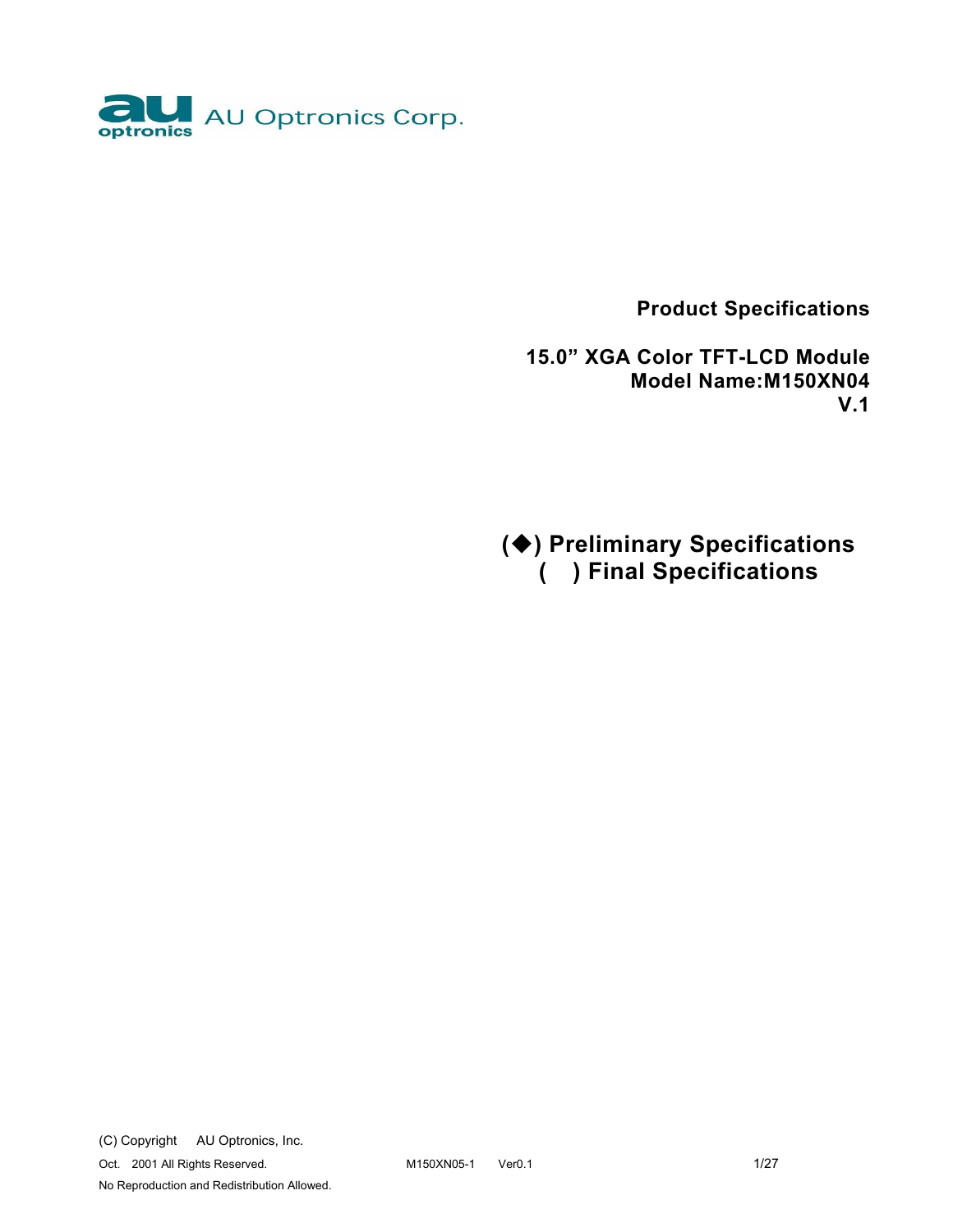AU Optronics Corp.

**Product Specifications**

**15.0" XGA Color TFT-LCD Module**
**Model Name:M150XN04**
**V.1**

**(◆) Preliminary Specifications**
**( ) Final Specifications**

(C) Copyright AU Optronics, Inc.
Oct. 2001 All Rights Reserved.
No Reproduction and Redistribution Allowed.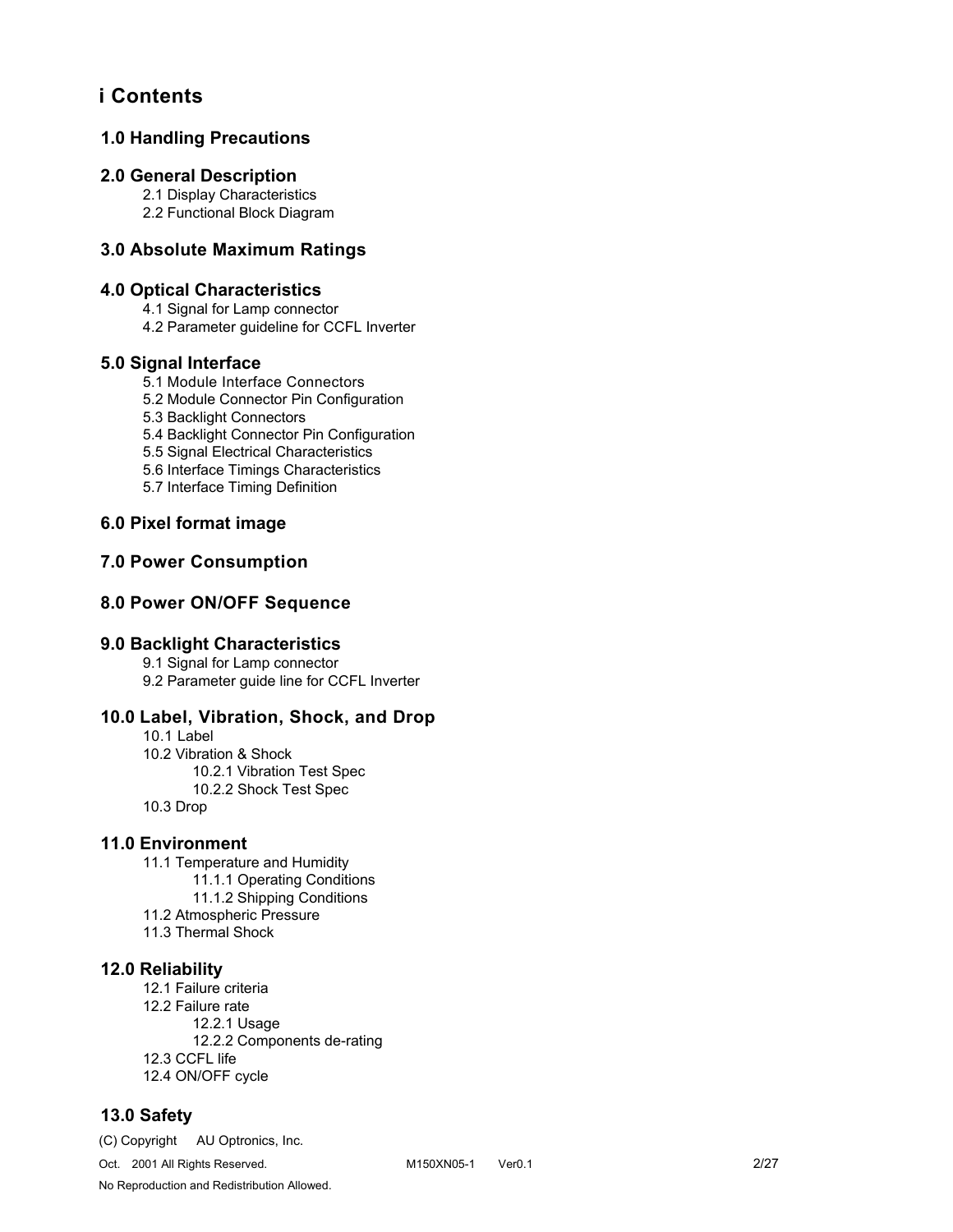# i Contents

## 1.0 Handling Precautions

## 2.0 General Description

- 2.1 Display Characteristics
- 2.2 Functional Block Diagram

## 3.0 Absolute Maximum Ratings

## 4.0 Optical Characteristics

- 4.1 Signal for Lamp connector
- 4.2 Parameter guideline for CCFL Inverter

## 5.0 Signal Interface

- 5.1 Module Interface Connectors
- 5.2 Module Connector Pin Configuration
- 5.3 Backlight Connectors
- 5.4 Backlight Connector Pin Configuration
- 5.5 Signal Electrical Characteristics
- 5.6 Interface Timings Characteristics
- 5.7 Interface Timing Definition

## 6.0 Pixel format image

## 7.0 Power Consumption

## 8.0 Power ON/OFF Sequence

## 9.0 Backlight Characteristics

- 9.1 Signal for Lamp connector
- 9.2 Parameter guide line for CCFL Inverter

## 10.0 Label, Vibration, Shock, and Drop

- 10.1 Label
- 10.2 Vibration & Shock
  - 10.2.1 Vibration Test Spec
  - 10.2.2 Shock Test Spec
- 10.3 Drop

## 11.0 Environment

- 11.1 Temperature and Humidity
  - 11.1.1 Operating Conditions
  - 11.1.2 Shipping Conditions
- 11.2 Atmospheric Pressure
- 11.3 Thermal Shock

## 12.0 Reliability

- 12.1 Failure criteria
- 12.2 Failure rate
  - 12.2.1 Usage
  - 12.2.2 Components de-rating
- 12.3 CCFL life
- 12.4 ON/OFF cycle

## 13.0 Safety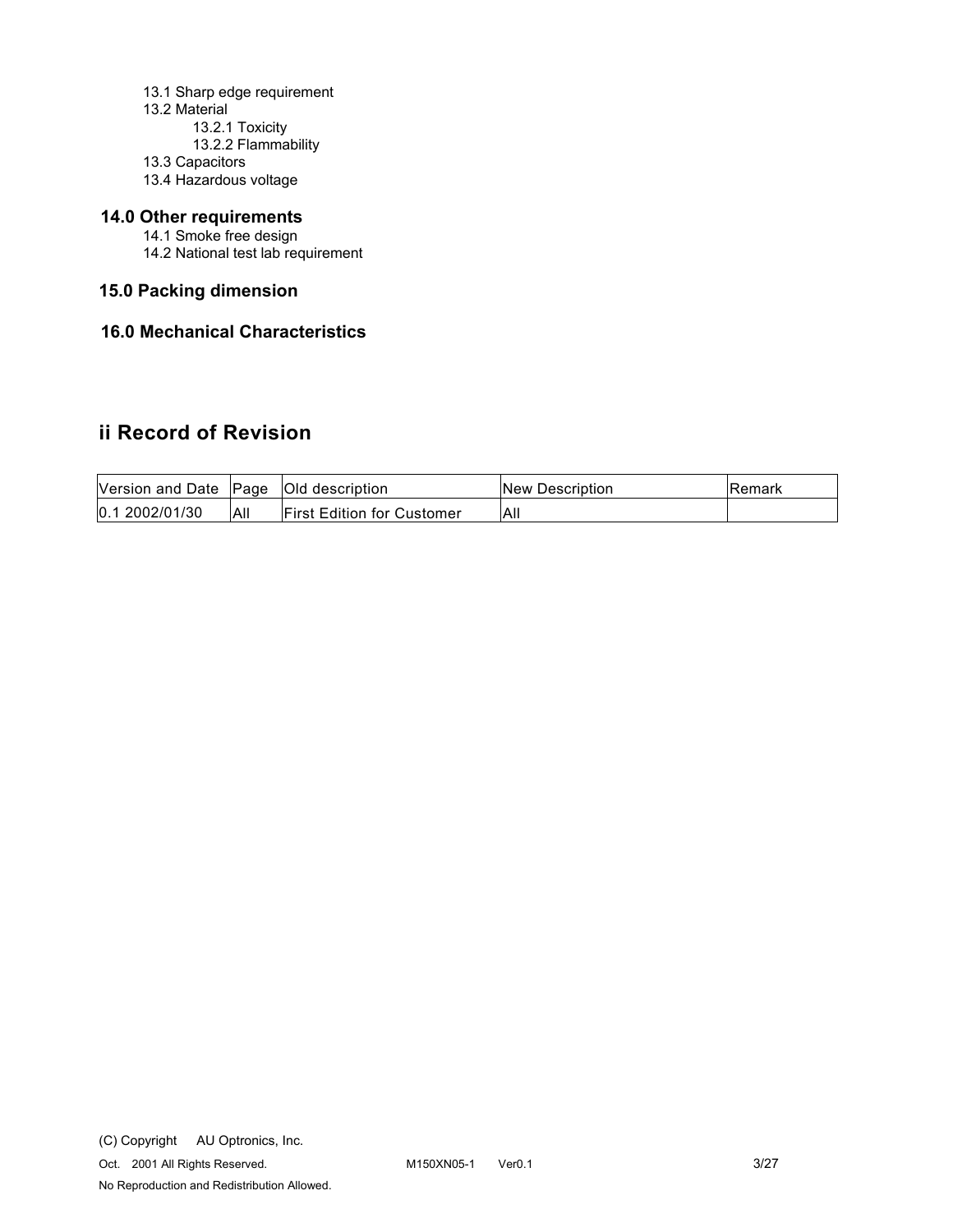13.1 Sharp edge requirement
13.2 Material
13.2.1 Toxicity
13.2.2 Flammability
13.3 Capacitors
13.4 Hazardous voltage

**14.0 Other requirements**

14.1 Smoke free design
14.2 National test lab requirement

**15.0 Packing dimension**

**16.0 Mechanical Characteristics**

## ii Record of Revision

| Version and Date | Page | Old description | New Description | Remark |
|---|---|---|---|---|
| 0.1 2002/01/30 | All | First Edition for Customer | All | |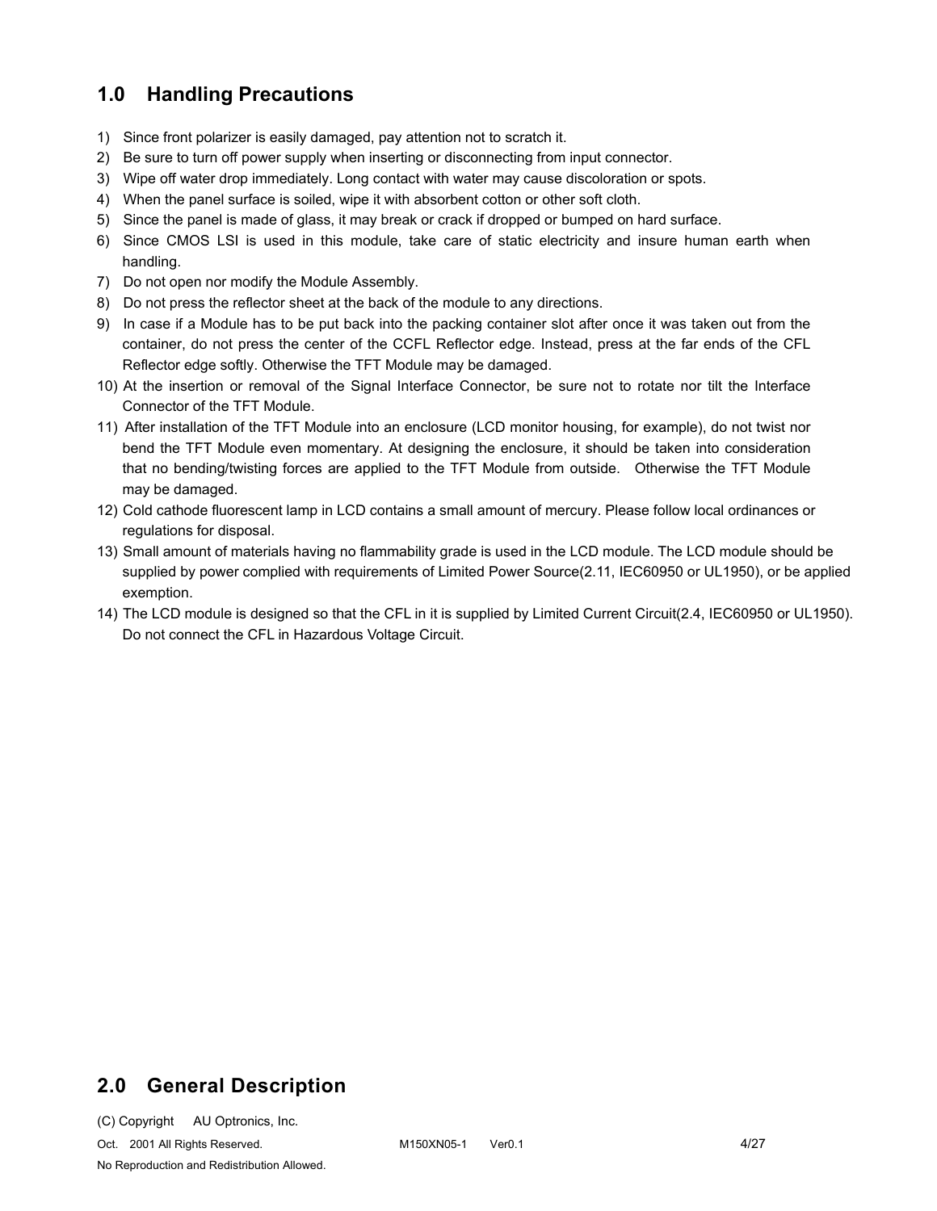## 1.0 Handling Precautions

1) Since front polarizer is easily damaged, pay attention not to scratch it.
2) Be sure to turn off power supply when inserting or disconnecting from input connector.
3) Wipe off water drop immediately. Long contact with water may cause discoloration or spots.
4) When the panel surface is soiled, wipe it with absorbent cotton or other soft cloth.
5) Since the panel is made of glass, it may break or crack if dropped or bumped on hard surface.
6) Since CMOS LSI is used in this module, take care of static electricity and insure human earth when handling.
7) Do not open nor modify the Module Assembly.
8) Do not press the reflector sheet at the back of the module to any directions.
9) In case if a Module has to be put back into the packing container slot after once it was taken out from the container, do not press the center of the CCFL Reflector edge. Instead, press at the far ends of the CFL Reflector edge softly. Otherwise the TFT Module may be damaged.
10) At the insertion or removal of the Signal Interface Connector, be sure not to rotate nor tilt the Interface Connector of the TFT Module.
11) After installation of the TFT Module into an enclosure (LCD monitor housing, for example), do not twist nor bend the TFT Module even momentary. At designing the enclosure, it should be taken into consideration that no bending/twisting forces are applied to the TFT Module from outside. Otherwise the TFT Module may be damaged.
12) Cold cathode fluorescent lamp in LCD contains a small amount of mercury. Please follow local ordinances or regulations for disposal.
13) Small amount of materials having no flammability grade is used in the LCD module. The LCD module should be supplied by power complied with requirements of Limited Power Source(2.11, IEC60950 or UL1950), or be applied exemption.
14) The LCD module is designed so that the CFL in it is supplied by Limited Current Circuit(2.4, IEC60950 or UL1950). Do not connect the CFL in Hazardous Voltage Circuit.

## 2.0 General Description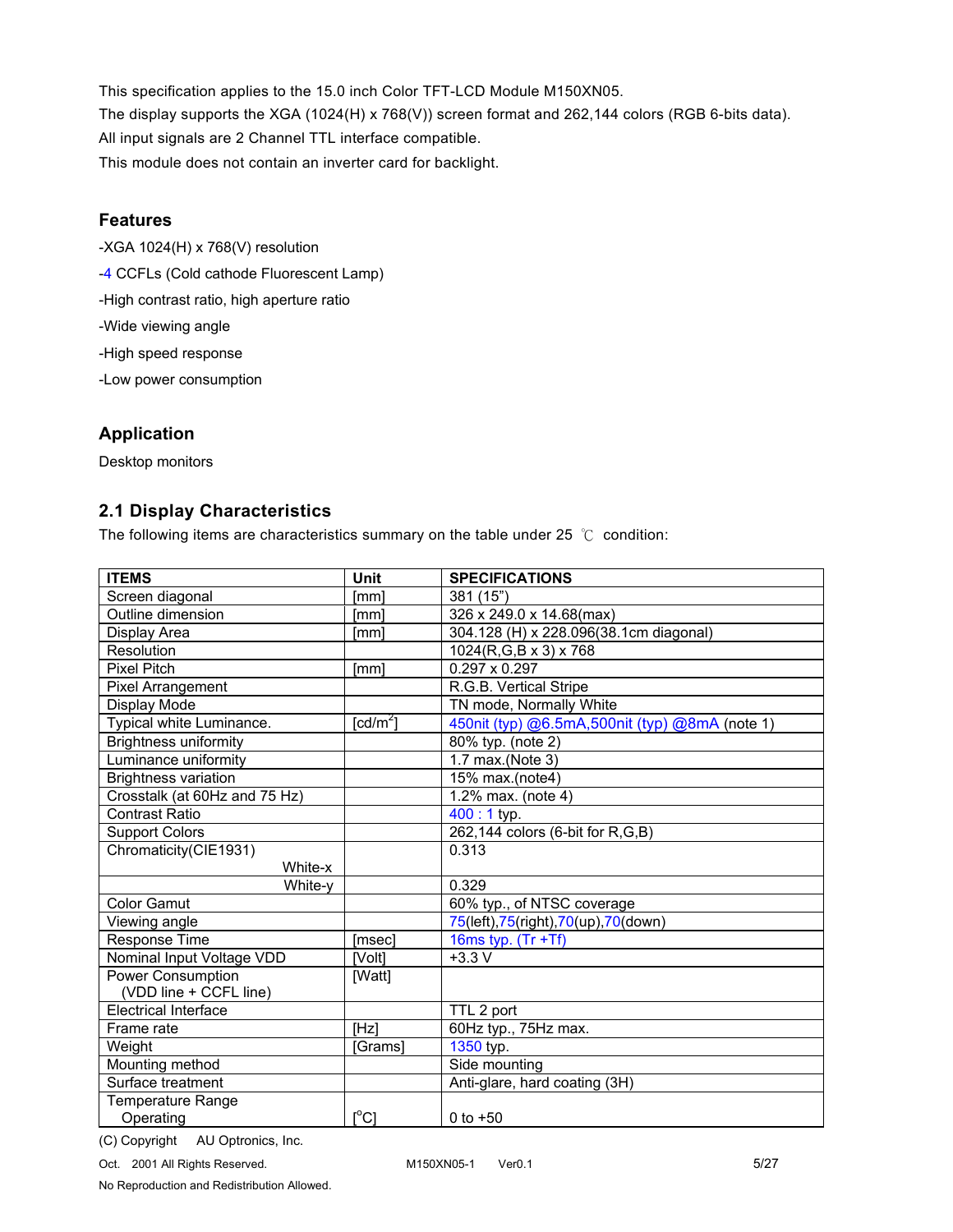This specification applies to the 15.0 inch Color TFT-LCD Module M150XN05.

The display supports the XGA (1024(H) x 768(V)) screen format and 262,144 colors (RGB 6-bits data).

All input signals are 2 Channel TTL interface compatible.

This module does not contain an inverter card for backlight.

## Features

-XGA 1024(H) x 768(V) resolution

-4 CCFLs (Cold cathode Fluorescent Lamp)

-High contrast ratio, high aperture ratio

-Wide viewing angle

-High speed response

-Low power consumption

## Application

Desktop monitors

## 2.1 Display Characteristics

The following items are characteristics summary on the table under 25 ℃ condition:

| ITEMS | Unit | SPECIFICATIONS |
|---|---|---|
| Screen diagonal | [mm] | 381 (15") |
| Outline dimension | [mm] | 326 x 249.0 x 14.68(max) |
| Display Area | [mm] | 304.128 (H) x 228.096(38.1cm diagonal) |
| Resolution | | 1024(R,G,B x 3) x 768 |
| Pixel Pitch | [mm] | 0.297 x 0.297 |
| Pixel Arrangement | | R.G.B. Vertical Stripe |
| Display Mode | | TN mode, Normally White |
| Typical white Luminance. | [cd/m$^2$] | 450nit (typ) @6.5mA,500nit (typ) @8mA (note 1) |
| Brightness uniformity | | 80% typ. (note 2) |
| Luminance uniformity | | 1.7 max.(Note 3) |
| Brightness variation | | 15% max.(note4) |
| Crosstalk (at 60Hz and 75 Hz) | | 1.2% max. (note 4) |
| Contrast Ratio | | 400 : 1 typ. |
| Support Colors | | 262,144 colors (6-bit for R,G,B) |
| Chromaticity(CIE1931) White-x | | 0.313 |
| White-y | | 0.329 |
| Color Gamut | | 60% typ., of NTSC coverage |
| Viewing angle | | 75(left),75(right),70(up),70(down) |
| Response Time | [msec] | 16ms typ. (Tr +Tf) |
| Nominal Input Voltage VDD | [Volt] | +3.3 V |
| Power Consumption (VDD line + CCFL line) | [Watt] | |
| Electrical Interface | | TTL 2 port |
| Frame rate | [Hz] | 60Hz typ., 75Hz max. |
| Weight | [Grams] | 1350 typ. |
| Mounting method | | Side mounting |
| Surface treatment | | Anti-glare, hard coating (3H) |
| Temperature Range Operating | [$^o$C] | 0 to +50 |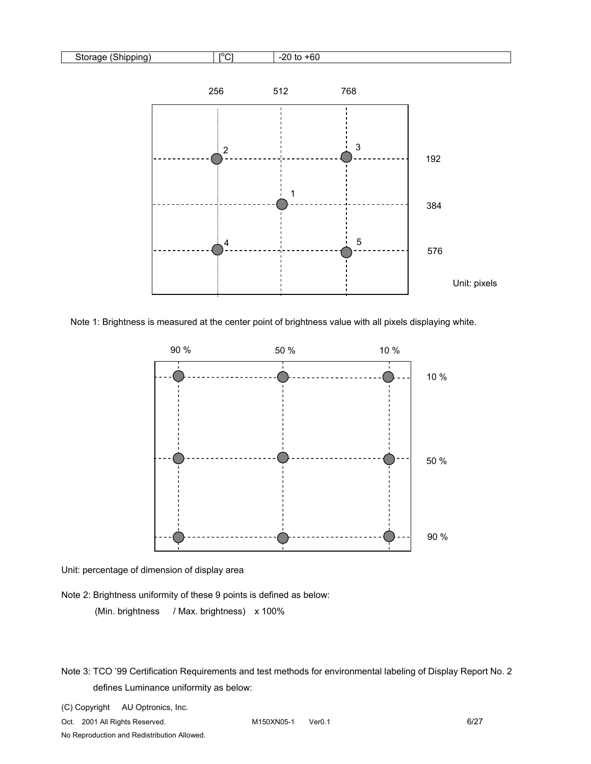| Storage (Shipping) | [°C] | -20 to +60 |
|---|---|---|

256 512 768

192

384

576

Unit: pixels

Note 1: Brightness is measured at the center point of brightness value with all pixels displaying white.

90 % 50 % 10 %

10 %

50 %

90 %

Unit: percentage of dimension of display area

Note 2: Brightness uniformity of these 9 points is defined as below:

(Min. brightness / Max. brightness) x 100%

Note 3: TCO '99 Certification Requirements and test methods for environmental labeling of Display Report No. 2 defines Luminance uniformity as below: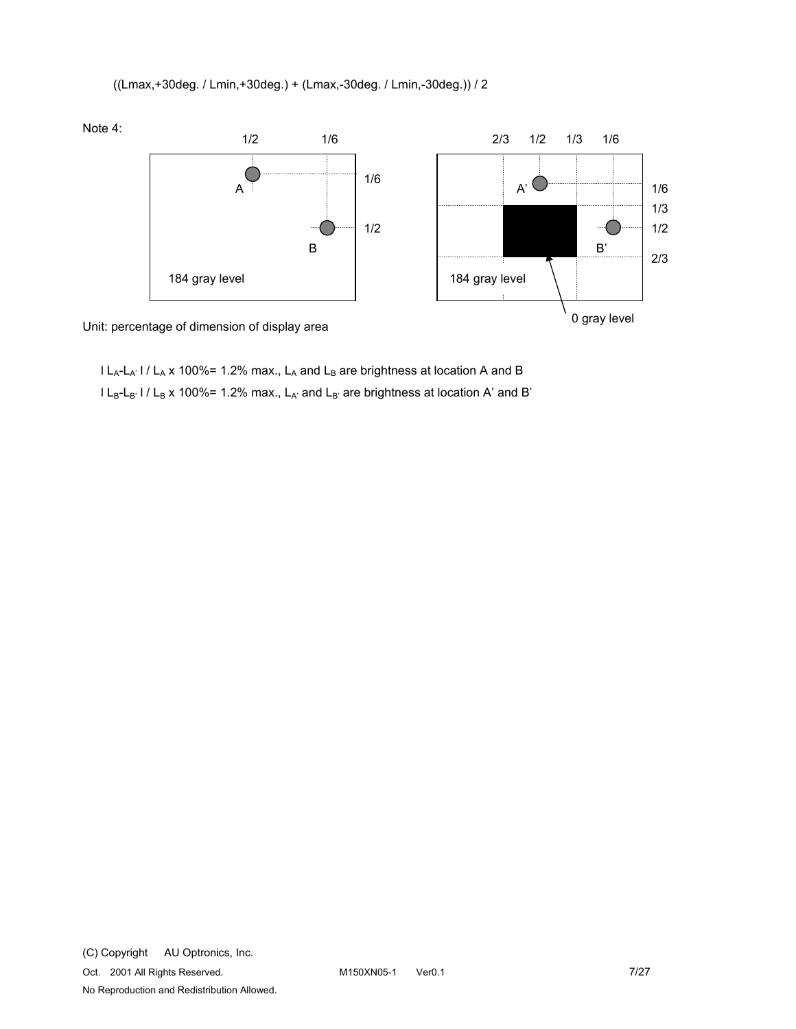((Lmax,+30deg. / Lmin,+30deg.) + (Lmax,-30deg. / Lmin,-30deg.)) / 2

Note 4:

1/2 1/6

A

1/6

B

1/2

184 gray level

2/3 1/2 1/3 1/6

A'

1/6

1/3

B'

1/2

2/3

184 gray level

0 gray level

Unit: percentage of dimension of display area

$| L_A - L_{A'} | / L_A \times 100\% = 1.2\%$ max., $L_A$ and $L_B$ are brightness at location A and B

$| L_B - L_{B'} | / L_B \times 100\% = 1.2\%$ max., $L_{A'}$ and $L_{B'}$ are brightness at location A' and B'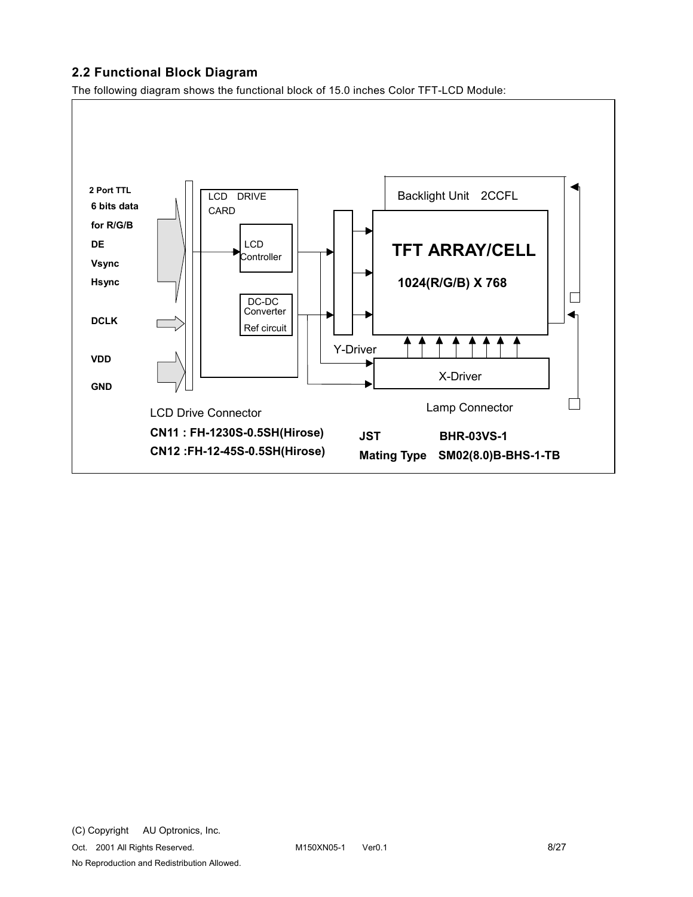## 2.2 Functional Block Diagram

The following diagram shows the functional block of 15.0 inches Color TFT-LCD Module:

2 Port TTL
**6 bits data**
**for R/G/B**
**DE**
**Vsync**
**Hsync**

**DCLK**

**VDD**

**GND**

LCD DRIVE CARD

LCD Controller

DC-DC Converter
Ref circuit

Backlight Unit 2CCFL

**TFT ARRAY/CELL**

**1024(R/G/B) X 768**

Y-Driver

X-Driver

LCD Drive Connector

**CN11 : FH-1230S-0.5SH(Hirose)**

**CN12 :FH-12-45S-0.5SH(Hirose)**

Lamp Connector

**JST BHR-03VS-1**

**Mating Type SM02(8.0)B-BHS-1-TB**

(C) Copyright AU Optronics, Inc.

Oct. 2001 All Rights Reserved. M150XN05-1 Ver0.1

No Reproduction and Redistribution Allowed.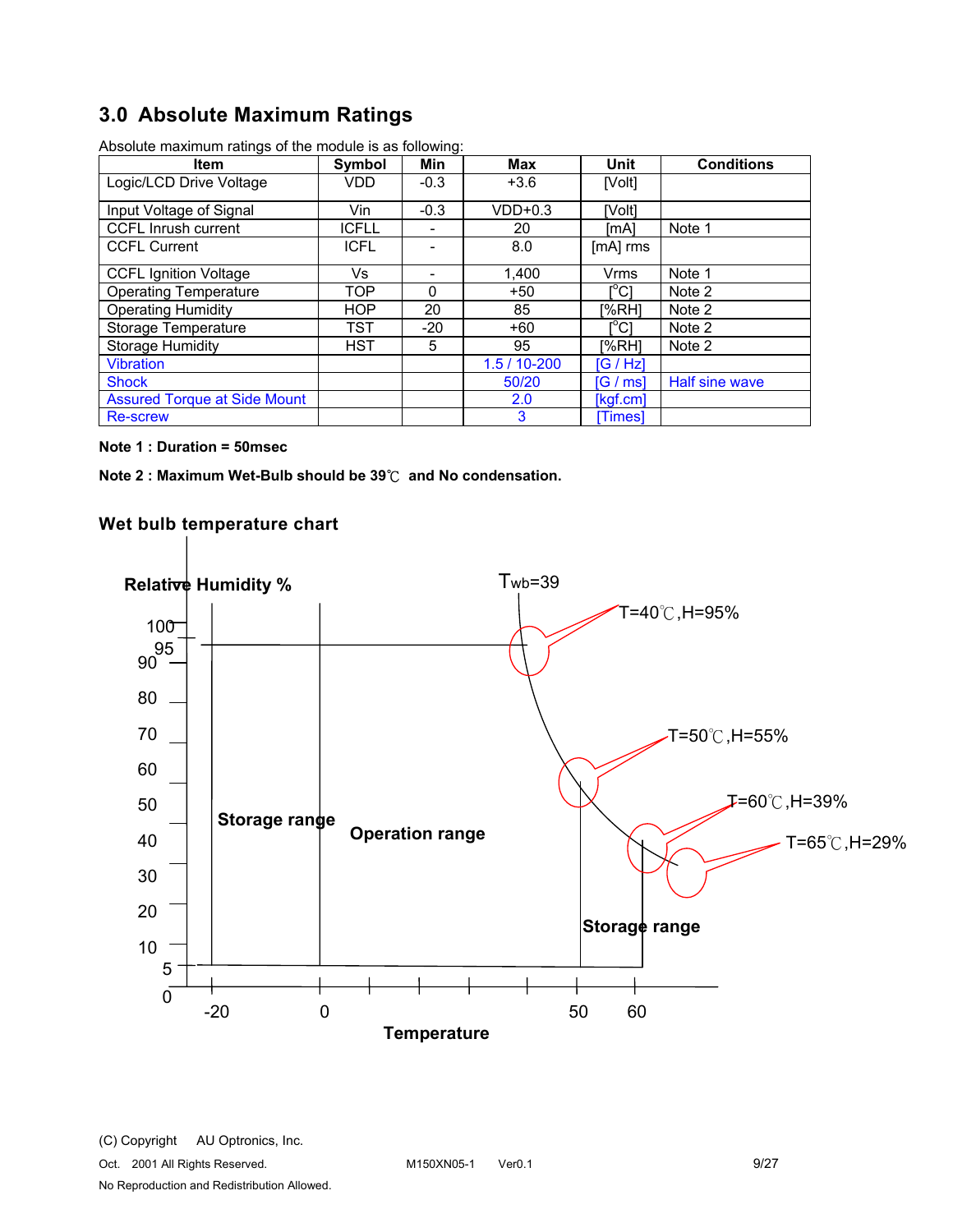## 3.0 Absolute Maximum Ratings

Absolute maximum ratings of the module is as following:

| Item | Symbol | Min | Max | Unit | Conditions |
|---|---|---|---|---|---|
| Logic/LCD Drive Voltage | VDD | -0.3 | +3.6 | [Volt] | |
| Input Voltage of Signal | Vin | -0.3 | VDD+0.3 | [Volt] | |
| CCFL Inrush current | ICFLL | - | 20 | [mA] | Note 1 |
| CCFL Current | ICFL | - | 8.0 | [mA] rms | |
| CCFL Ignition Voltage | Vs | - | 1,400 | Vrms | Note 1 |
| Operating Temperature | TOP | 0 | +50 | [°C] | Note 2 |
| Operating Humidity | HOP | 20 | 85 | [%RH] | Note 2 |
| Storage Temperature | TST | -20 | +60 | [°C] | Note 2 |
| Storage Humidity | HST | 5 | 95 | [%RH] | Note 2 |
| Vibration | | | 1.5 / 10-200 | [G / Hz] | |
| Shock | | | 50/20 | [G / ms] | Half sine wave |
| Assured Torque at Side Mount | | | 2.0 | [kgf.cm] | |
| Re-screw | | | 3 | [Times] | |

**Note 1 : Duration = 50msec**

**Note 2 : Maximum Wet-Bulb should be 39℃ and No condensation.**

### Wet bulb temperature chart

Relative Humidity %

Twb=39

T=40℃,H=95%

T=50℃,H=55%

T=60℃,H=39%

T=65℃,H=29%

Storage range

Operation range

Storage range

Temperature

100, 95, 90, 80, 70, 60, 50, 40, 30, 20, 10, 5, 0

-20, 0, 50, 60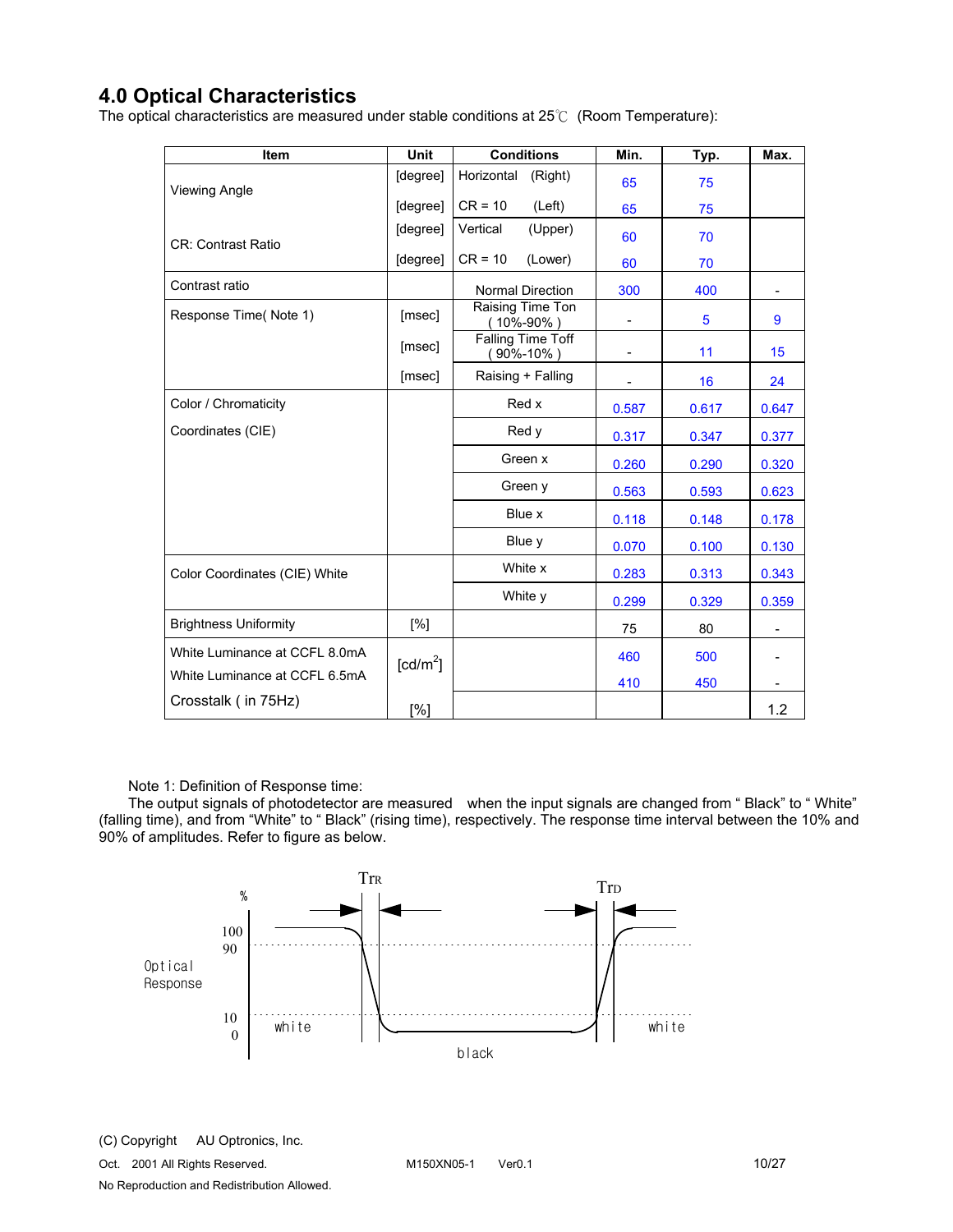## 4.0 Optical Characteristics

The optical characteristics are measured under stable conditions at 25℃ (Room Temperature):

| Item | Unit | Conditions | Min. | Typ. | Max. |
|---|---|---|---|---|---|
| Viewing Angle | [degree] | Horizontal (Right) | 65 | 75 | |
| | [degree] | CR = 10 (Left) | 65 | 75 | |
| CR: Contrast Ratio | [degree] | Vertical (Upper) | 60 | 70 | |
| | [degree] | CR = 10 (Lower) | 60 | 70 | |
| Contrast ratio | | Normal Direction | 300 | 400 | - |
| Response Time( Note 1) | [msec] | Raising Time Ton ( 10%-90% ) | - | 5 | 9 |
| | [msec] | Falling Time Toff ( 90%-10% ) | - | 11 | 15 |
| | [msec] | Raising + Falling | - | 16 | 24 |
| Color / Chromaticity Coordinates (CIE) | | Red x | 0.587 | 0.617 | 0.647 |
| | | Red y | 0.317 | 0.347 | 0.377 |
| | | Green x | 0.260 | 0.290 | 0.320 |
| | | Green y | 0.563 | 0.593 | 0.623 |
| | | Blue x | 0.118 | 0.148 | 0.178 |
| | | Blue y | 0.070 | 0.100 | 0.130 |
| Color Coordinates (CIE) White | | White x | 0.283 | 0.313 | 0.343 |
| | | White y | 0.299 | 0.329 | 0.359 |
| Brightness Uniformity | [%] | | 75 | 80 | - |
| White Luminance at CCFL 8.0mA | [cd/m$^2$] | | 460 | 500 | - |
| White Luminance at CCFL 6.5mA | | | 410 | 450 | - |
| Crosstalk ( in 75Hz) | [%] | | | | 1.2 |

Note 1: Definition of Response time:

The output signals of photodetector are measured when the input signals are changed from " Black" to " White" (falling time), and from "White" to " Black" (rising time), respectively. The response time interval between the 10% and 90% of amplitudes. Refer to figure as below.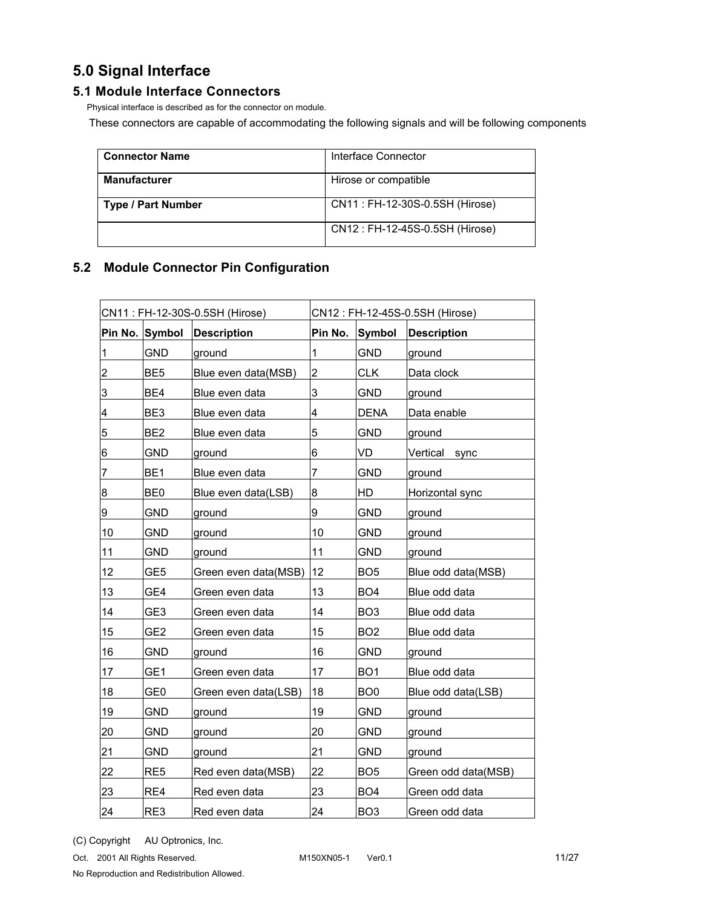## 5.0 Signal Interface

### 5.1 Module Interface Connectors

Physical interface is described as for the connector on module.

These connectors are capable of accommodating the following signals and will be following components

| Connector Name | Interface Connector |
|---|---|
| **Manufacturer** | Hirose or compatible |
| **Type / Part Number** | CN11 : FH-12-30S-0.5SH (Hirose) |
| | CN12 : FH-12-45S-0.5SH (Hirose) |

### 5.2 Module Connector Pin Configuration

| CN11 : FH-12-30S-0.5SH (Hirose) | | | CN12 : FH-12-45S-0.5SH (Hirose) | | |
|---|---|---|---|---|---|
| **Pin No.** | **Symbol** | **Description** | **Pin No.** | **Symbol** | **Description** |
| 1 | GND | ground | 1 | GND | ground |
| 2 | BE5 | Blue even data(MSB) | 2 | CLK | Data clock |
| 3 | BE4 | Blue even data | 3 | GND | ground |
| 4 | BE3 | Blue even data | 4 | DENA | Data enable |
| 5 | BE2 | Blue even data | 5 | GND | ground |
| 6 | GND | ground | 6 | VD | Vertical sync |
| 7 | BE1 | Blue even data | 7 | GND | ground |
| 8 | BE0 | Blue even data(LSB) | 8 | HD | Horizontal sync |
| 9 | GND | ground | 9 | GND | ground |
| 10 | GND | ground | 10 | GND | ground |
| 11 | GND | ground | 11 | GND | ground |
| 12 | GE5 | Green even data(MSB) | 12 | BO5 | Blue odd data(MSB) |
| 13 | GE4 | Green even data | 13 | BO4 | Blue odd data |
| 14 | GE3 | Green even data | 14 | BO3 | Blue odd data |
| 15 | GE2 | Green even data | 15 | BO2 | Blue odd data |
| 16 | GND | ground | 16 | GND | ground |
| 17 | GE1 | Green even data | 17 | BO1 | Blue odd data |
| 18 | GE0 | Green even data(LSB) | 18 | BO0 | Blue odd data(LSB) |
| 19 | GND | ground | 19 | GND | ground |
| 20 | GND | ground | 20 | GND | ground |
| 21 | GND | ground | 21 | GND | ground |
| 22 | RE5 | Red even data(MSB) | 22 | BO5 | Green odd data(MSB) |
| 23 | RE4 | Red even data | 23 | BO4 | Green odd data |
| 24 | RE3 | Red even data | 24 | BO3 | Green odd data |

(C) Copyright AU Optronics, Inc.

Oct. 2001 All Rights Reserved. M150XN05-1 Ver0.1

No Reproduction and Redistribution Allowed.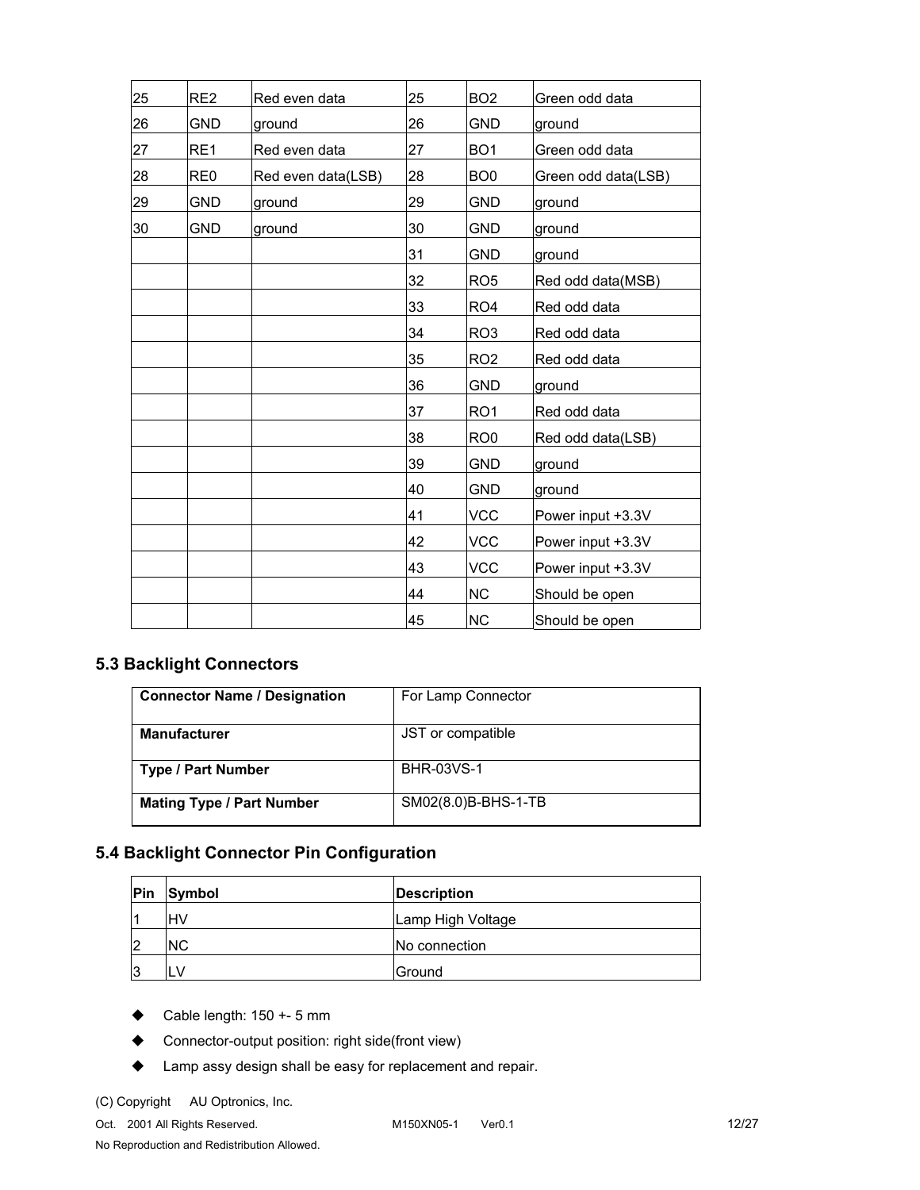| 25 | RE2 | Red even data | 25 | BO2 | Green odd data |
|---|---|---|---|---|---|
| 26 | GND | ground | 26 | GND | ground |
| 27 | RE1 | Red even data | 27 | BO1 | Green odd data |
| 28 | RE0 | Red even data(LSB) | 28 | BO0 | Green odd data(LSB) |
| 29 | GND | ground | 29 | GND | ground |
| 30 | GND | ground | 30 | GND | ground |
| | | | 31 | GND | ground |
| | | | 32 | RO5 | Red odd data(MSB) |
| | | | 33 | RO4 | Red odd data |
| | | | 34 | RO3 | Red odd data |
| | | | 35 | RO2 | Red odd data |
| | | | 36 | GND | ground |
| | | | 37 | RO1 | Red odd data |
| | | | 38 | RO0 | Red odd data(LSB) |
| | | | 39 | GND | ground |
| | | | 40 | GND | ground |
| | | | 41 | VCC | Power input +3.3V |
| | | | 42 | VCC | Power input +3.3V |
| | | | 43 | VCC | Power input +3.3V |
| | | | 44 | NC | Should be open |
| | | | 45 | NC | Should be open |

### 5.3 Backlight Connectors

| **Connector Name / Designation** | For Lamp Connector |
|---|---|
| **Manufacturer** | JST or compatible |
| **Type / Part Number** | BHR-03VS-1 |
| **Mating Type / Part Number** | SM02(8.0)B-BHS-1-TB |

### 5.4 Backlight Connector Pin Configuration

| Pin | Symbol | Description |
|---|---|---|
| 1 | HV | Lamp High Voltage |
| 2 | NC | No connection |
| 3 | LV | Ground |

- Cable length: 150 +- 5 mm
- Connector-output position: right side(front view)
- Lamp assy design shall be easy for replacement and repair.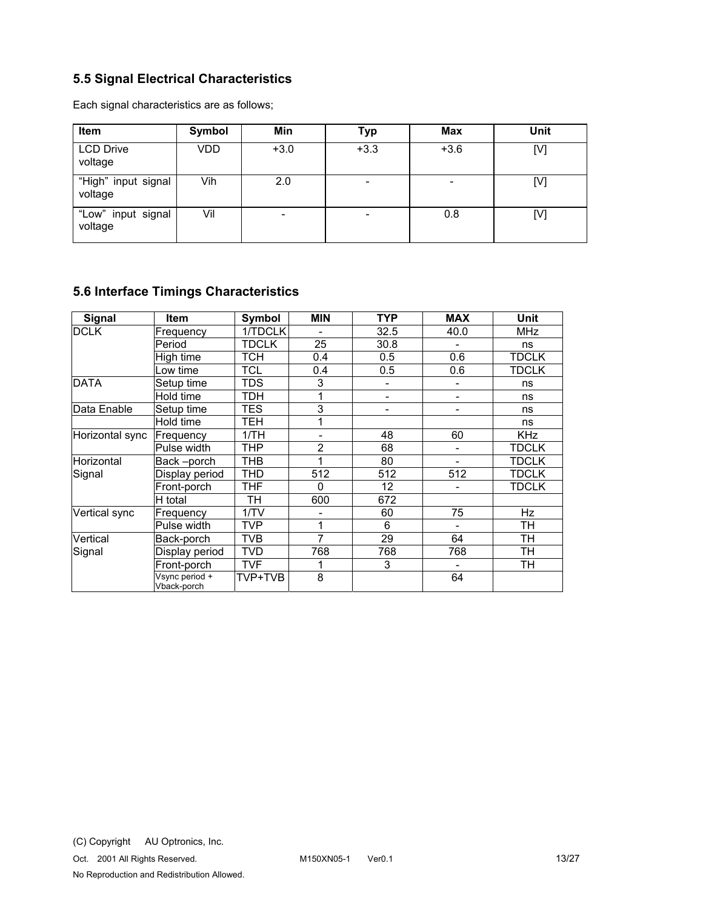### 5.5 Signal Electrical Characteristics

Each signal characteristics are as follows;

| Item | Symbol | Min | Typ | Max | Unit |
|---|---|---|---|---|---|
| LCD Drive voltage | VDD | +3.0 | +3.3 | +3.6 | [V] |
| "High" input signal voltage | Vih | 2.0 | - | - | [V] |
| "Low" input signal voltage | Vil | - | - | 0.8 | [V] |

### 5.6 Interface Timings Characteristics

| Signal | Item | Symbol | MIN | TYP | MAX | Unit |
|---|---|---|---|---|---|---|
| DCLK | Frequency | 1/TDCLK | - | 32.5 | 40.0 | MHz |
| | Period | TDCLK | 25 | 30.8 | - | ns |
| | High time | TCH | 0.4 | 0.5 | 0.6 | TDCLK |
| | Low time | TCL | 0.4 | 0.5 | 0.6 | TDCLK |
| DATA | Setup time | TDS | 3 | - | - | ns |
| | Hold time | TDH | 1 | - | - | ns |
| Data Enable | Setup time | TES | 3 | - | - | ns |
| | Hold time | TEH | 1 | | | ns |
| Horizontal sync | Frequency | 1/TH | - | 48 | 60 | KHz |
| | Pulse width | THP | 2 | 68 | - | TDCLK |
| Horizontal Signal | Back –porch | THB | 1 | 80 | - | TDCLK |
| | Display period | THD | 512 | 512 | 512 | TDCLK |
| | Front-porch | THF | 0 | 12 | - | TDCLK |
| | H total | TH | 600 | 672 | | |
| Vertical sync | Frequency | 1/TV | - | 60 | 75 | Hz |
| | Pulse width | TVP | 1 | 6 | - | TH |
| Vertical Signal | Back-porch | TVB | 7 | 29 | 64 | TH |
| | Display period | TVD | 768 | 768 | 768 | TH |
| | Front-porch | TVF | 1 | 3 | - | TH |
| | Vsync period + Vback-porch | TVP+TVB | 8 | | 64 | |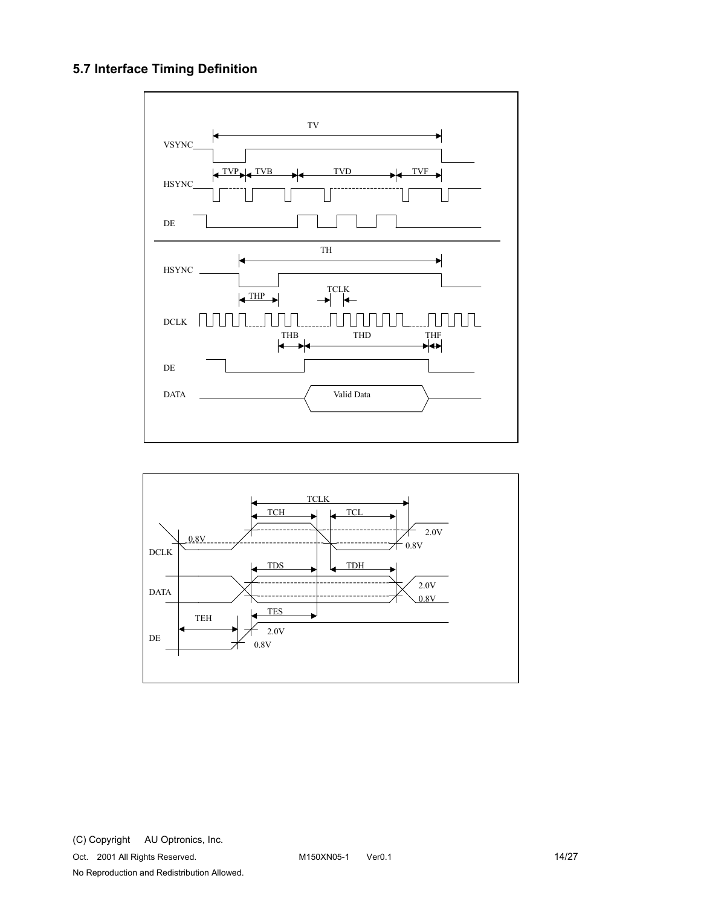## 5.7 Interface Timing Definition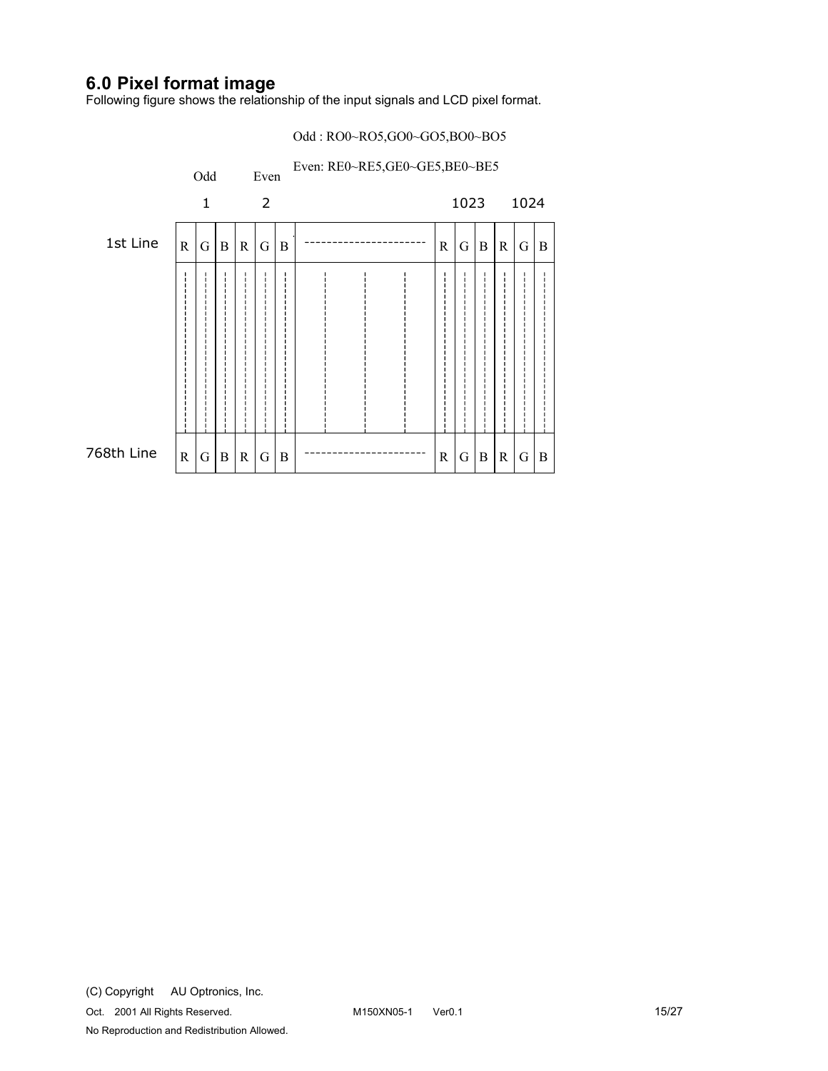## 6.0 Pixel format image

Following figure shows the relationship of the input signals and LCD pixel format.

Odd : RO0~RO5,GO0~GO5,BO0~BO5

Even: RE0~RE5,GE0~GE5,BE0~BE5

| | Odd | | | Even | | | | | | | | | |
|---|---|---|---|---|---|---|---|---|---|---|---|---|---|
| | 1 | | | 2 | | | | 1023 | | | 1024 | | |
| 1st Line | R | G | B | R | G | B | ---------------------- | R | G | B | R | G | B |
| 768th Line | R | G | B | R | G | B | ---------------------- | R | G | B | R | G | B |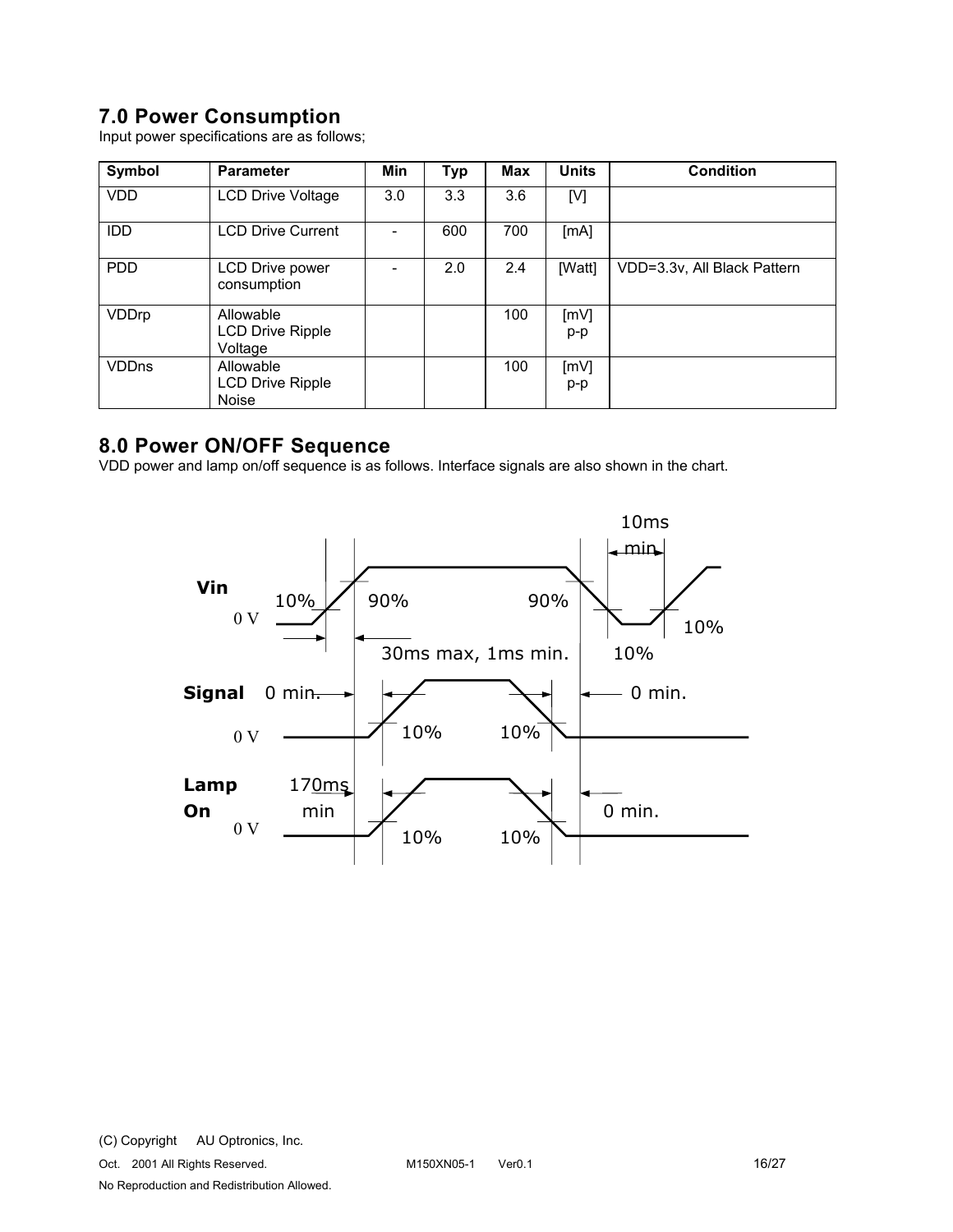## 7.0 Power Consumption

Input power specifications are as follows;

| Symbol | Parameter | Min | Typ | Max | Units | Condition |
|---|---|---|---|---|---|---|
| VDD | LCD Drive Voltage | 3.0 | 3.3 | 3.6 | [V] | |
| IDD | LCD Drive Current | - | 600 | 700 | [mA] | |
| PDD | LCD Drive power consumption | - | 2.0 | 2.4 | [Watt] | VDD=3.3v, All Black Pattern |
| VDDrp | Allowable LCD Drive Ripple Voltage | | | 100 | [mV] p-p | |
| VDDns | Allowable LCD Drive Ripple Noise | | | 100 | [mV] p-p | |

## 8.0 Power ON/OFF Sequence

VDD power and lamp on/off sequence is as follows. Interface signals are also shown in the chart.

Vin: 0 V, 10%, 90%, 90%, 10%, 10%; 30ms max, 1ms min.; 10ms min

Signal: 0 V, 0 min., 10%, 10%, 0 min.

Lamp On: 0 V, 170ms min, 10%, 10%, 0 min.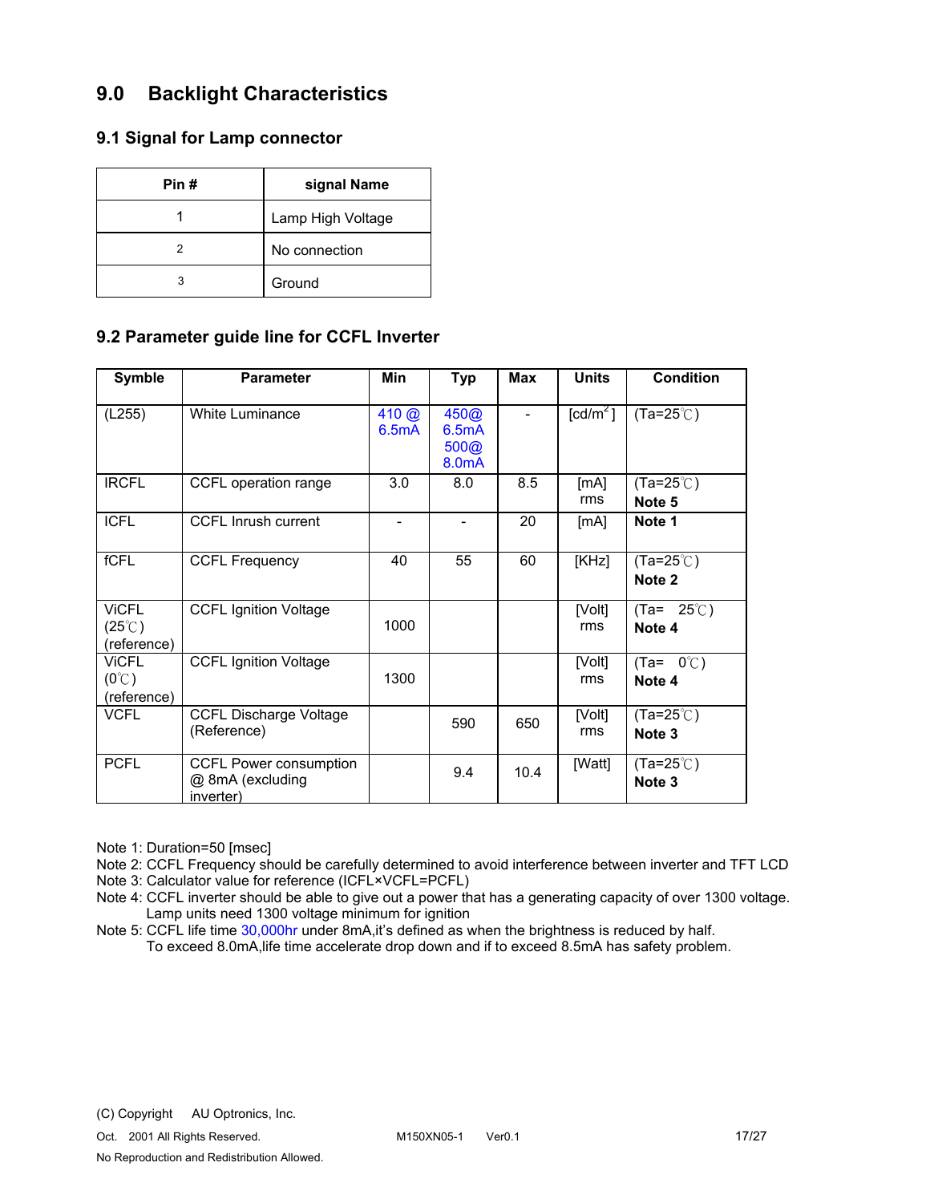# 9.0 Backlight Characteristics

## 9.1 Signal for Lamp connector

| Pin # | signal Name |
|---|---|
| 1 | Lamp High Voltage |
| 2 | No connection |
| 3 | Ground |

## 9.2 Parameter guide line for CCFL Inverter

| Symble | Parameter | Min | Typ | Max | Units | Condition |
|---|---|---|---|---|---|---|
| (L255) | White Luminance | 410 @ 6.5mA | 450@ 6.5mA 500@ 8.0mA | - | [cd/m$^2$] | (Ta=25℃) |
| IRCFL | CCFL operation range | 3.0 | 8.0 | 8.5 | [mA] rms | (Ta=25℃) **Note 5** |
| ICFL | CCFL Inrush current | - | - | 20 | [mA] | **Note 1** |
| fCFL | CCFL Frequency | 40 | 55 | 60 | [KHz] | (Ta=25℃) **Note 2** |
| ViCFL (25℃) (reference) | CCFL Ignition Voltage | 1000 | | | [Volt] rms | (Ta= 25℃) **Note 4** |
| ViCFL (0℃) (reference) | CCFL Ignition Voltage | 1300 | | | [Volt] rms | (Ta= 0℃) **Note 4** |
| VCFL | CCFL Discharge Voltage (Reference) | | 590 | 650 | [Volt] rms | (Ta=25℃) **Note 3** |
| PCFL | CCFL Power consumption @ 8mA (excluding inverter) | | 9.4 | 10.4 | [Watt] | (Ta=25℃) **Note 3** |

Note 1: Duration=50 [msec]

Note 2: CCFL Frequency should be carefully determined to avoid interference between inverter and TFT LCD

Note 3: Calculator value for reference (ICFL×VCFL=PCFL)

Note 4: CCFL inverter should be able to give out a power that has a generating capacity of over 1300 voltage. Lamp units need 1300 voltage minimum for ignition

Note 5: CCFL life time 30,000hr under 8mA,it's defined as when the brightness is reduced by half. To exceed 8.0mA,life time accelerate drop down and if to exceed 8.5mA has safety problem.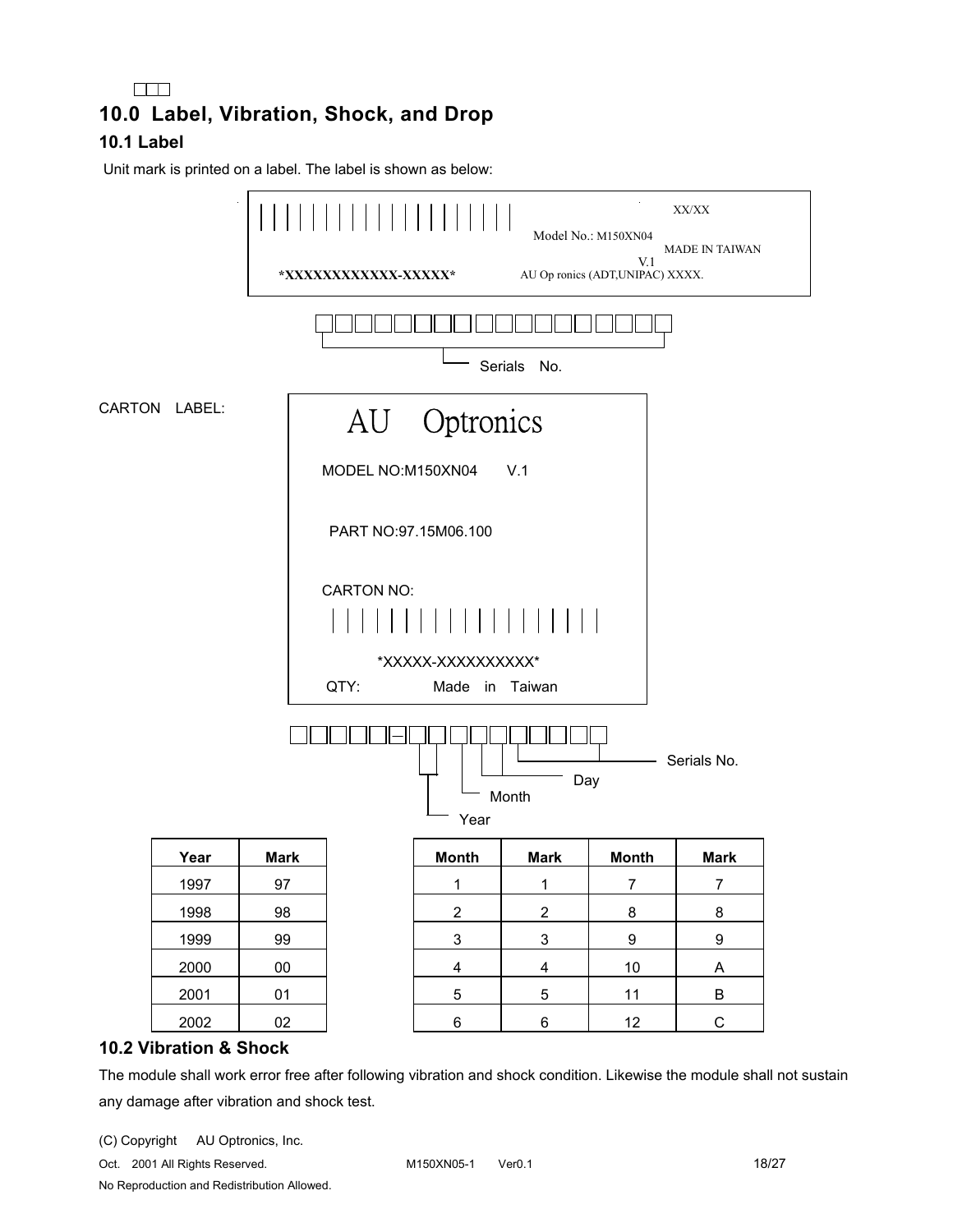# 10.0 Label, Vibration, Shock, and Drop

## 10.1 Label

Unit mark is printed on a label. The label is shown as below:

XX/XX

Model No.: M150XN04

MADE IN TAIWAN

V.1

*XXXXXXXXXXXX-XXXXX*

AU Op ronics (ADT,UNIPAC) XXXX.

Serials No.

CARTON LABEL:

AU Optronics

MODEL NO:M150XN04 V.1

PART NO:97.15M06.100

CARTON NO:

*XXXXX-XXXXXXXXXX*

QTY: Made in Taiwan

Year

Month

Day

Serials No.

| Year | Mark |
|---|---|
| 1997 | 97 |
| 1998 | 98 |
| 1999 | 99 |
| 2000 | 00 |
| 2001 | 01 |
| 2002 | 02 |

| Month | Mark | Month | Mark |
|---|---|---|---|
| 1 | 1 | 7 | 7 |
| 2 | 2 | 8 | 8 |
| 3 | 3 | 9 | 9 |
| 4 | 4 | 10 | A |
| 5 | 5 | 11 | B |
| 6 | 6 | 12 | C |

## 10.2 Vibration & Shock

The module shall work error free after following vibration and shock condition. Likewise the module shall not sustain any damage after vibration and shock test.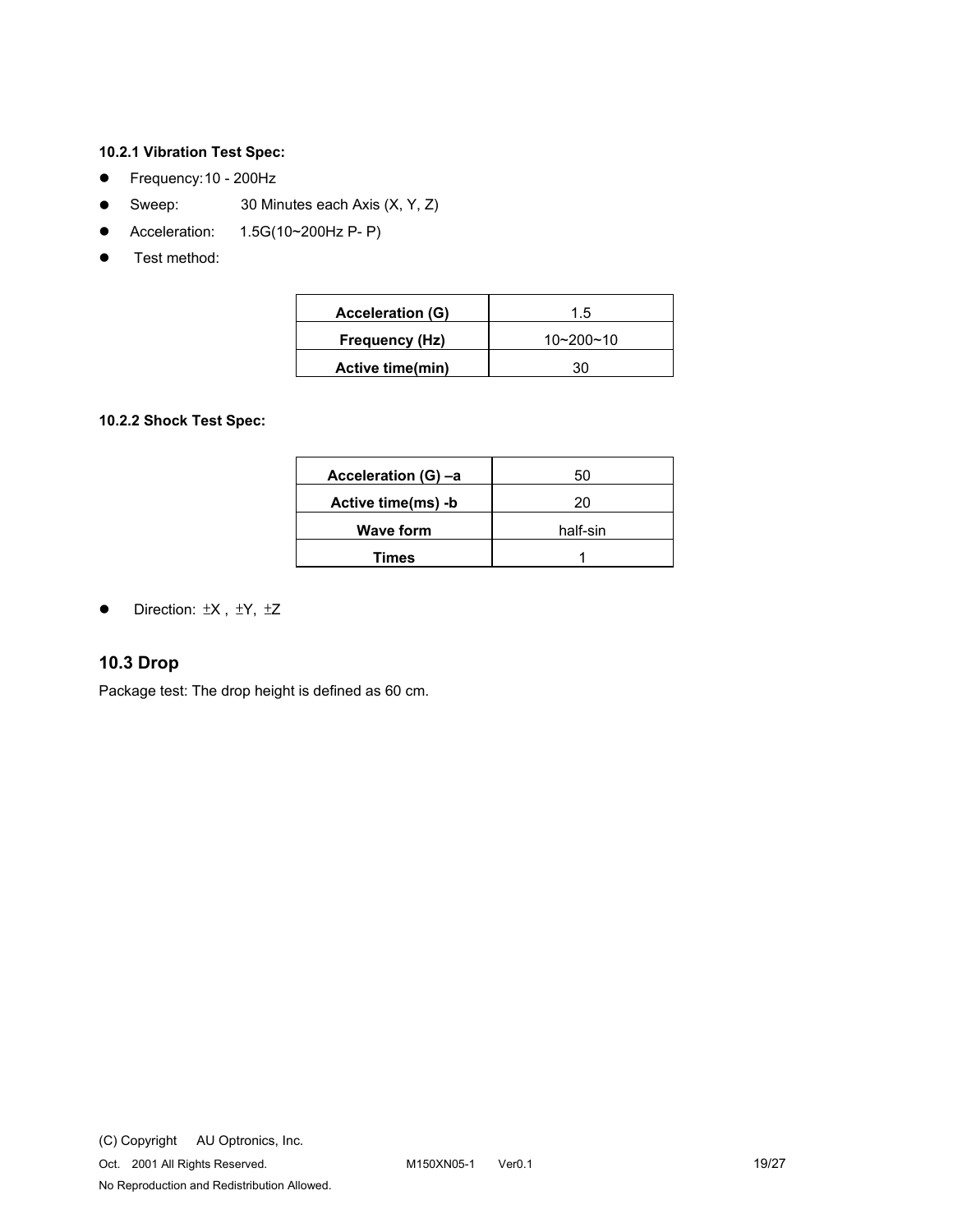#### 10.2.1 Vibration Test Spec:

- Frequency: 10 - 200Hz
- Sweep: 30 Minutes each Axis (X, Y, Z)
- Acceleration: 1.5G(10~200Hz P- P)
- Test method:

| Acceleration (G) | 1.5 |
|---|---|
| Frequency (Hz) | 10~200~10 |
| Active time(min) | 30 |

#### 10.2.2 Shock Test Spec:

| Acceleration (G) –a | 50 |
|---|---|
| Active time(ms) -b | 20 |
| Wave form | half-sin |
| Times | 1 |

- Direction: ±X , ±Y, ±Z

## 10.3 Drop

Package test: The drop height is defined as 60 cm.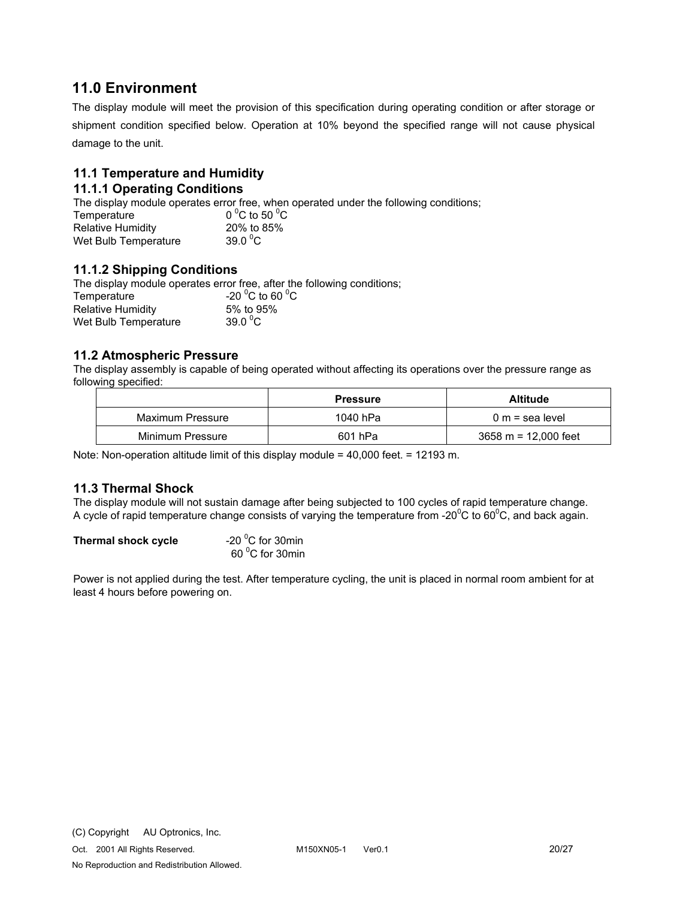## 11.0 Environment

The display module will meet the provision of this specification during operating condition or after storage or shipment condition specified below. Operation at 10% beyond the specified range will not cause physical damage to the unit.

### 11.1 Temperature and Humidity

### 11.1.1 Operating Conditions

The display module operates error free, when operated under the following conditions;

Temperature $0\ ^0C$ to $50\ ^0C$
Relative Humidity 20% to 85%
Wet Bulb Temperature $39.0\ ^0C$

### 11.1.2 Shipping Conditions

The display module operates error free, after the following conditions;

Temperature $-20\ ^0C$ to $60\ ^0C$
Relative Humidity 5% to 95%
Wet Bulb Temperature $39.0\ ^0C$

### 11.2 Atmospheric Pressure

The display assembly is capable of being operated without affecting its operations over the pressure range as following specified:

| | Pressure | Altitude |
|---|---|---|
| Maximum Pressure | 1040 hPa | 0 m = sea level |
| Minimum Pressure | 601 hPa | 3658 m = 12,000 feet |

Note: Non-operation altitude limit of this display module = 40,000 feet. = 12193 m.

### 11.3 Thermal Shock

The display module will not sustain damage after being subjected to 100 cycles of rapid temperature change. A cycle of rapid temperature change consists of varying the temperature from $-20^0C$ to $60^0C$, and back again.

**Thermal shock cycle** $-20\ ^0C$ for 30min
$60\ ^0C$ for 30min

Power is not applied during the test. After temperature cycling, the unit is placed in normal room ambient for at least 4 hours before powering on.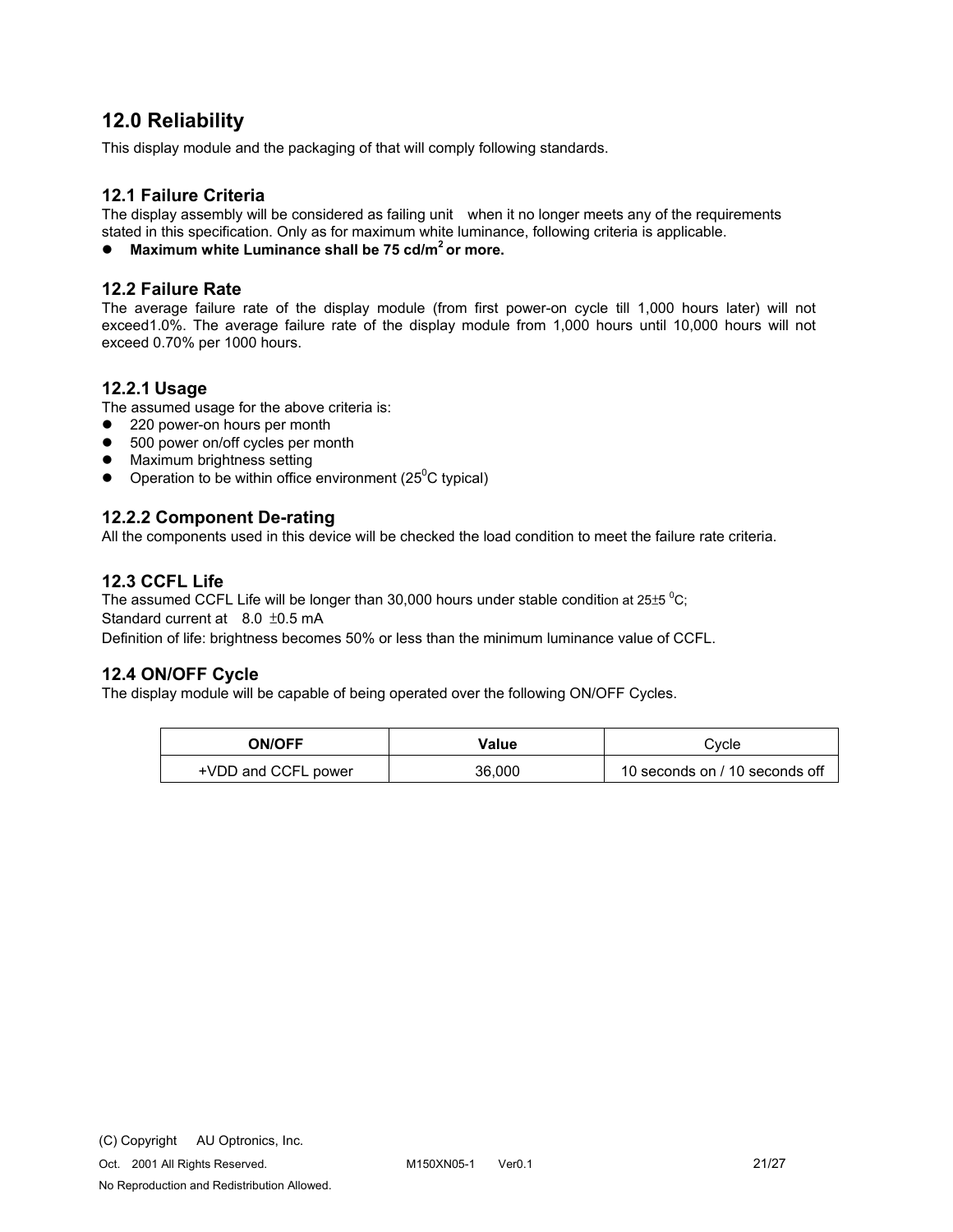## 12.0 Reliability

This display module and the packaging of that will comply following standards.

### 12.1 Failure Criteria

The display assembly will be considered as failing unit when it no longer meets any of the requirements stated in this specification. Only as for maximum white luminance, following criteria is applicable.

- **Maximum white Luminance shall be 75 cd/m$^2$ or more.**

### 12.2 Failure Rate

The average failure rate of the display module (from first power-on cycle till 1,000 hours later) will not exceed1.0%. The average failure rate of the display module from 1,000 hours until 10,000 hours will not exceed 0.70% per 1000 hours.

#### 12.2.1 Usage

The assumed usage for the above criteria is:

- 220 power-on hours per month
- 500 power on/off cycles per month
- Maximum brightness setting
- Operation to be within office environment (25$^0$C typical)

#### 12.2.2 Component De-rating

All the components used in this device will be checked the load condition to meet the failure rate criteria.

### 12.3 CCFL Life

The assumed CCFL Life will be longer than 30,000 hours under stable condition at 25±5 $^0$C;

Standard current at 8.0 ±0.5 mA

Definition of life: brightness becomes 50% or less than the minimum luminance value of CCFL.

### 12.4 ON/OFF Cycle

The display module will be capable of being operated over the following ON/OFF Cycles.

| ON/OFF | Value | Cycle |
|---|---|---|
| +VDD and CCFL power | 36,000 | 10 seconds on / 10 seconds off |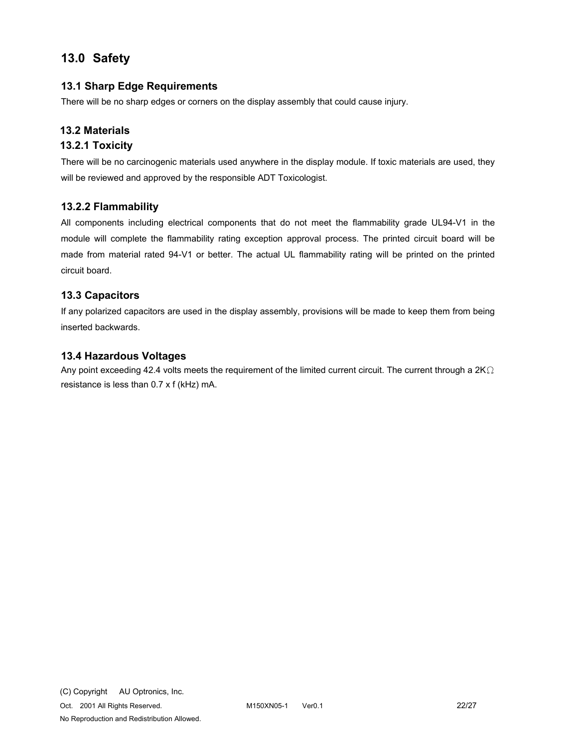# 13.0 Safety

## 13.1 Sharp Edge Requirements

There will be no sharp edges or corners on the display assembly that could cause injury.

## 13.2 Materials

### 13.2.1 Toxicity

There will be no carcinogenic materials used anywhere in the display module. If toxic materials are used, they will be reviewed and approved by the responsible ADT Toxicologist.

### 13.2.2 Flammability

All components including electrical components that do not meet the flammability grade UL94-V1 in the module will complete the flammability rating exception approval process. The printed circuit board will be made from material rated 94-V1 or better. The actual UL flammability rating will be printed on the printed circuit board.

## 13.3 Capacitors

If any polarized capacitors are used in the display assembly, provisions will be made to keep them from being inserted backwards.

## 13.4 Hazardous Voltages

Any point exceeding 42.4 volts meets the requirement of the limited current circuit. The current through a 2KΩ resistance is less than 0.7 x f (kHz) mA.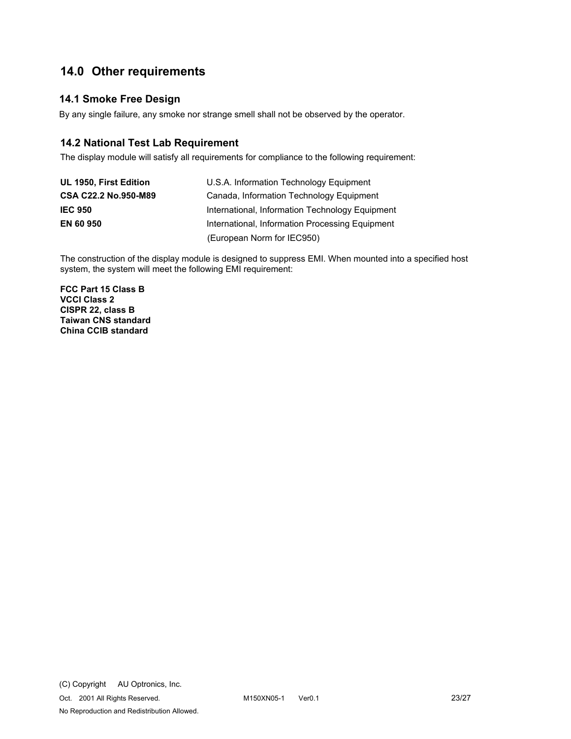## 14.0 Other requirements

### 14.1 Smoke Free Design

By any single failure, any smoke nor strange smell shall not be observed by the operator.

### 14.2 National Test Lab Requirement

The display module will satisfy all requirements for compliance to the following requirement:

| | |
|---|---|
| **UL 1950, First Edition** | U.S.A. Information Technology Equipment |
| **CSA C22.2 No.950-M89** | Canada, Information Technology Equipment |
| **IEC 950** | International, Information Technology Equipment |
| **EN 60 950** | International, Information Processing Equipment (European Norm for IEC950) |

The construction of the display module is designed to suppress EMI. When mounted into a specified host system, the system will meet the following EMI requirement:

**FCC Part 15 Class B**
**VCCI Class 2**
**CISPR 22, class B**
**Taiwan CNS standard**
**China CCIB standard**

(C) Copyright AU Optronics, Inc.
Oct. 2001 All Rights Reserved. M150XN05-1 Ver0.1
No Reproduction and Redistribution Allowed.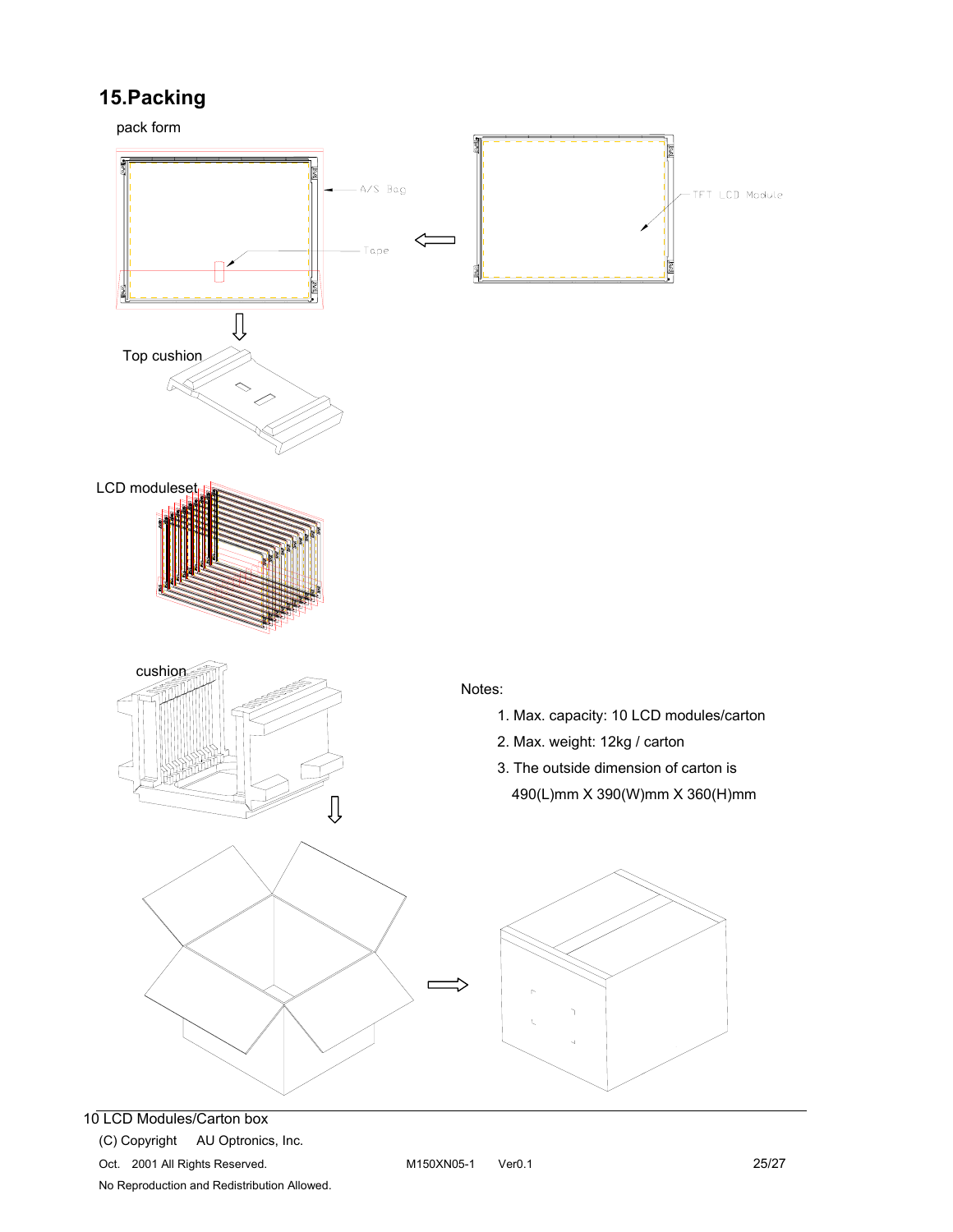## 15.Packing

pack form

A/S Bag

Tape

TFT LCD Module

Top cushion

LCD moduleset

cushion

Notes:

1. Max. capacity: 10 LCD modules/carton
2. Max. weight: 12kg / carton
3. The outside dimension of carton is
   490(L)mm X 390(W)mm X 360(H)mm

10 LCD Modules/Carton box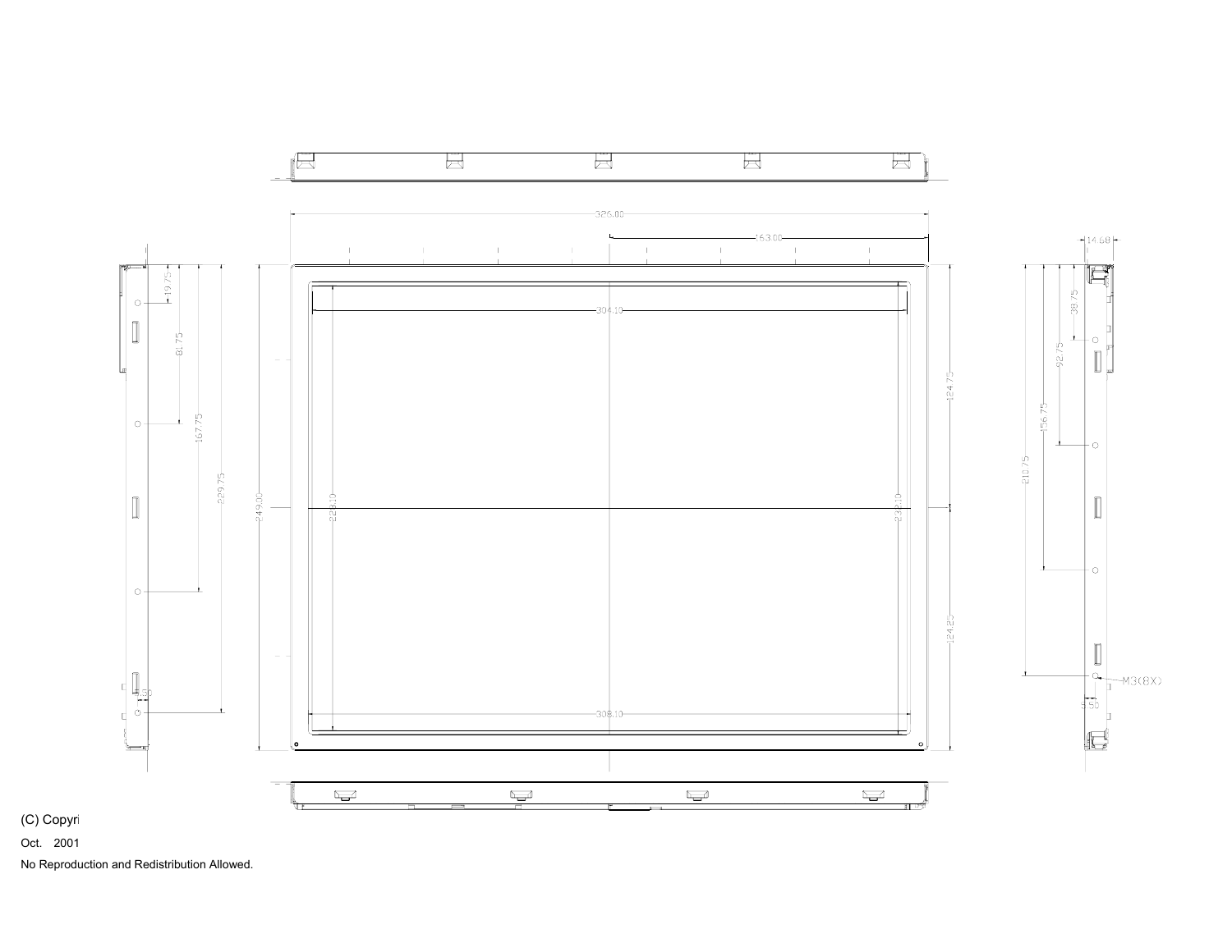326.00

163.00

304.10

249.00

228.10

232.10

124.75

124.25

308.10

19.75

81.75

167.75

229.75

4.50

14.68

38.75

92.75

156.75

210.75

M3(8X)

5.50

(C) Copyri

Oct. 2001

No Reproduction and Redistribution Allowed.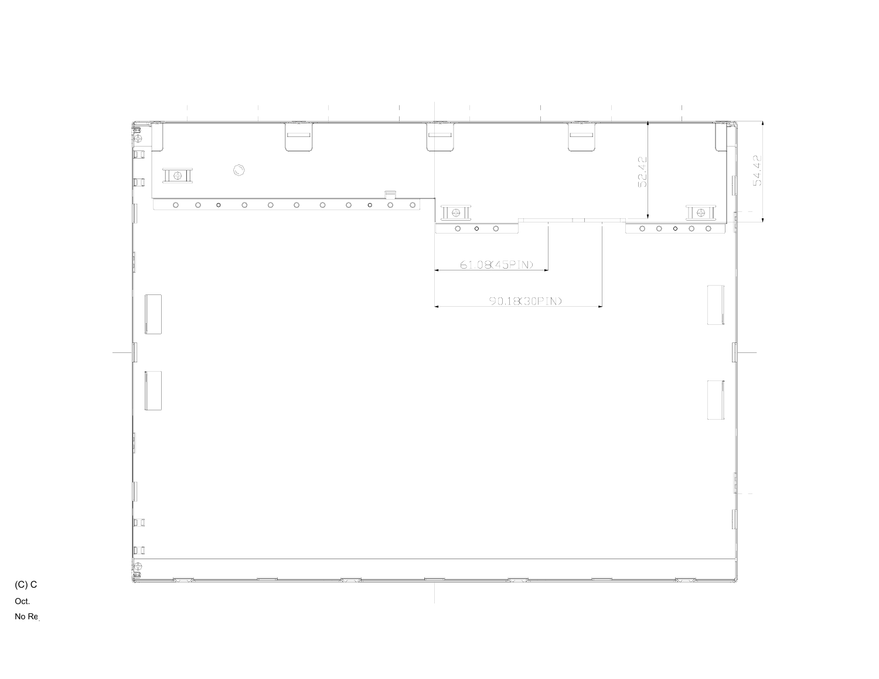52.42

54.42

61.08(45PIN)

90.18(30PIN)

(C) C

Oct.

No Re